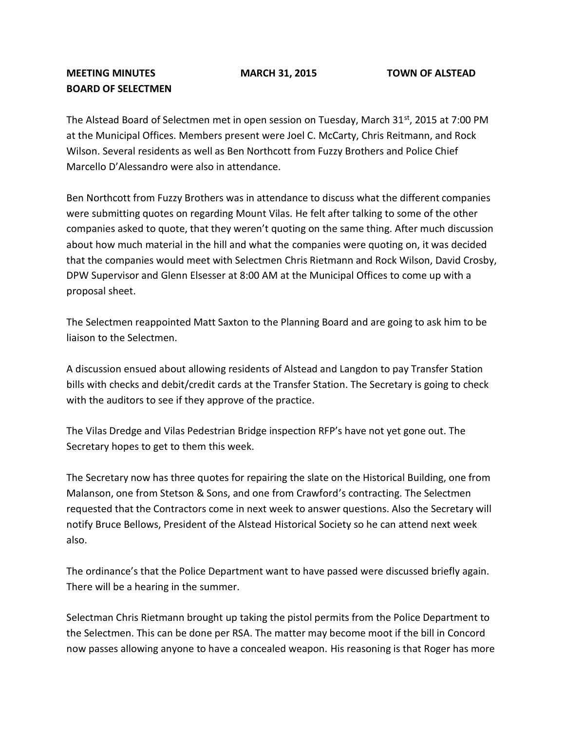**MEETING MINUTES** **MARCH 31, 2015** **TOWN OF ALSTEAD**
**BOARD OF SELECTMEN**

The Alstead Board of Selectmen met in open session on Tuesday, March 31st, 2015 at 7:00 PM at the Municipal Offices. Members present were Joel C. McCarty, Chris Reitmann, and Rock Wilson. Several residents as well as Ben Northcott from Fuzzy Brothers and Police Chief Marcello D'Alessandro were also in attendance.

Ben Northcott from Fuzzy Brothers was in attendance to discuss what the different companies were submitting quotes on regarding Mount Vilas. He felt after talking to some of the other companies asked to quote, that they weren't quoting on the same thing. After much discussion about how much material in the hill and what the companies were quoting on, it was decided that the companies would meet with Selectmen Chris Rietmann and Rock Wilson, David Crosby, DPW Supervisor and Glenn Elsesser at 8:00 AM at the Municipal Offices to come up with a proposal sheet.

The Selectmen reappointed Matt Saxton to the Planning Board and are going to ask him to be liaison to the Selectmen.

A discussion ensued about allowing residents of Alstead and Langdon to pay Transfer Station bills with checks and debit/credit cards at the Transfer Station. The Secretary is going to check with the auditors to see if they approve of the practice.

The Vilas Dredge and Vilas Pedestrian Bridge inspection RFP's have not yet gone out. The Secretary hopes to get to them this week.

The Secretary now has three quotes for repairing the slate on the Historical Building, one from Malanson, one from Stetson & Sons, and one from Crawford's contracting. The Selectmen requested that the Contractors come in next week to answer questions. Also the Secretary will notify Bruce Bellows, President of the Alstead Historical Society so he can attend next week also.

The ordinance's that the Police Department want to have passed were discussed briefly again. There will be a hearing in the summer.

Selectman Chris Rietmann brought up taking the pistol permits from the Police Department to the Selectmen. This can be done per RSA. The matter may become moot if the bill in Concord now passes allowing anyone to have a concealed weapon. His reasoning is that Roger has more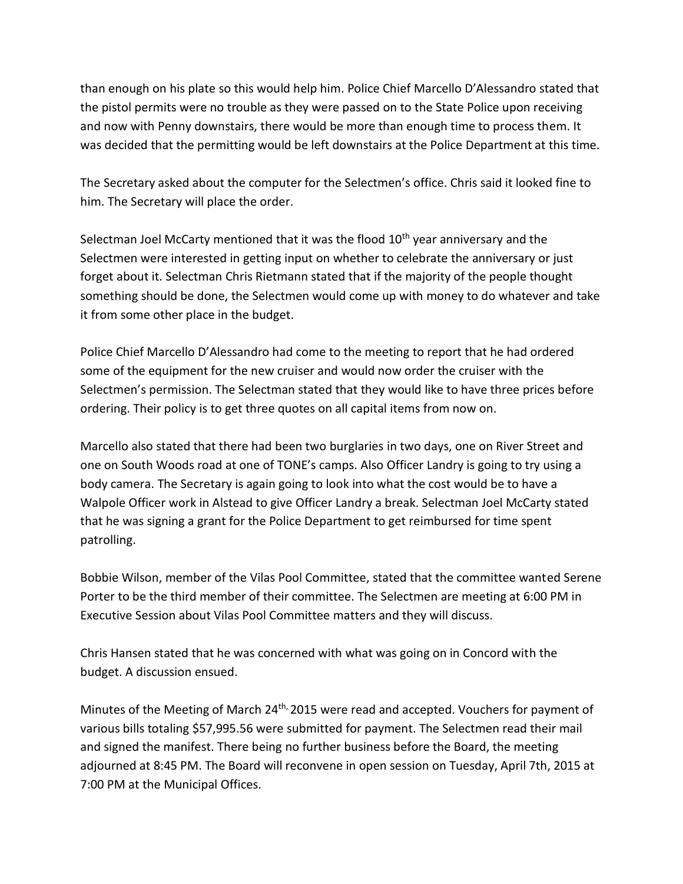than enough on his plate so this would help him. Police Chief Marcello D'Alessandro stated that the pistol permits were no trouble as they were passed on to the State Police upon receiving and now with Penny downstairs, there would be more than enough time to process them. It was decided that the permitting would be left downstairs at the Police Department at this time.

The Secretary asked about the computer for the Selectmen's office. Chris said it looked fine to him. The Secretary will place the order.

Selectman Joel McCarty mentioned that it was the flood 10th year anniversary and the Selectmen were interested in getting input on whether to celebrate the anniversary or just forget about it. Selectman Chris Rietmann stated that if the majority of the people thought something should be done, the Selectmen would come up with money to do whatever and take it from some other place in the budget.

Police Chief Marcello D'Alessandro had come to the meeting to report that he had ordered some of the equipment for the new cruiser and would now order the cruiser with the Selectmen's permission. The Selectman stated that they would like to have three prices before ordering. Their policy is to get three quotes on all capital items from now on.

Marcello also stated that there had been two burglaries in two days, one on River Street and one on South Woods road at one of TONE's camps. Also Officer Landry is going to try using a body camera. The Secretary is again going to look into what the cost would be to have a Walpole Officer work in Alstead to give Officer Landry a break. Selectman Joel McCarty stated that he was signing a grant for the Police Department to get reimbursed for time spent patrolling.

Bobbie Wilson, member of the Vilas Pool Committee, stated that the committee wanted Serene Porter to be the third member of their committee. The Selectmen are meeting at 6:00 PM in Executive Session about Vilas Pool Committee matters and they will discuss.

Chris Hansen stated that he was concerned with what was going on in Concord with the budget. A discussion ensued.

Minutes of the Meeting of March 24th, 2015 were read and accepted. Vouchers for payment of various bills totaling $57,995.56 were submitted for payment. The Selectmen read their mail and signed the manifest. There being no further business before the Board, the meeting adjourned at 8:45 PM. The Board will reconvene in open session on Tuesday, April 7th, 2015 at 7:00 PM at the Municipal Offices.